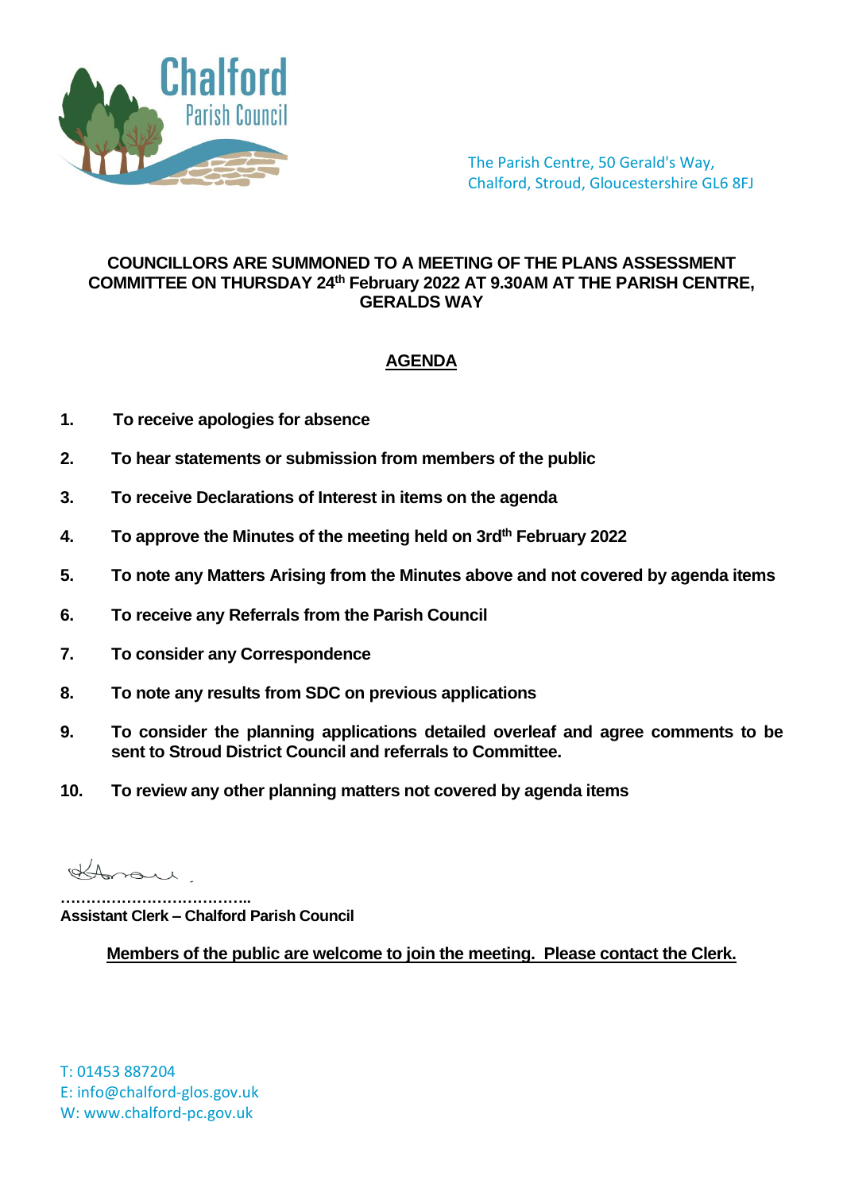Chalford Parish Council

The Parish Centre, 50 Gerald's Way,
Chalford, Stroud, Gloucestershire GL6 8FJ

**COUNCILLORS ARE SUMMONED TO A MEETING OF THE PLANS ASSESSMENT COMMITTEE ON THURSDAY 24th February 2022 AT 9.30AM AT THE PARISH CENTRE, GERALDS WAY**

## AGENDA

1. **To receive apologies for absence**
2. **To hear statements or submission from members of the public**
3. **To receive Declarations of Interest in items on the agenda**
4. **To approve the Minutes of the meeting held on 3rd February 2022**
5. **To note any Matters Arising from the Minutes above and not covered by agenda items**
6. **To receive any Referrals from the Parish Council**
7. **To consider any Correspondence**
8. **To note any results from SDC on previous applications**
9. **To consider the planning applications detailed overleaf and agree comments to be sent to Stroud District Council and referrals to Committee.**
10. **To review any other planning matters not covered by agenda items**

………………………………..
**Assistant Clerk – Chalford Parish Council**

**Members of the public are welcome to join the meeting. Please contact the Clerk.**

T: 01453 887204
E: info@chalford-glos.gov.uk
W: www.chalford-pc.gov.uk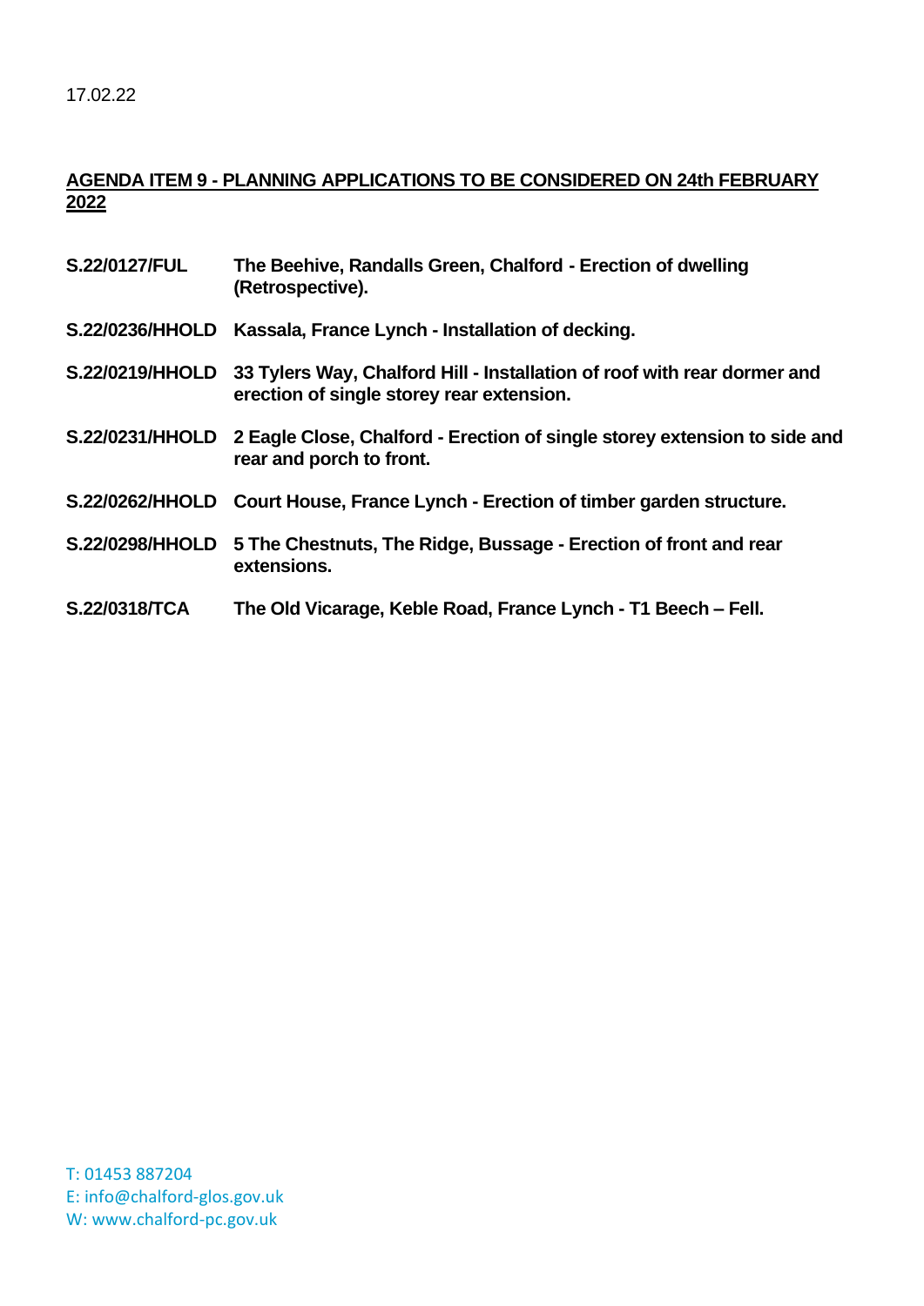17.02.22

## AGENDA ITEM 9 - PLANNING APPLICATIONS TO BE CONSIDERED ON 24th FEBRUARY 2022

| | |
|---|---|
| **S.22/0127/FUL** | **The Beehive, Randalls Green, Chalford - Erection of dwelling (Retrospective).** |
| **S.22/0236/HHOLD** | **Kassala, France Lynch - Installation of decking.** |
| **S.22/0219/HHOLD** | **33 Tylers Way, Chalford Hill - Installation of roof with rear dormer and erection of single storey rear extension.** |
| **S.22/0231/HHOLD** | **2 Eagle Close, Chalford - Erection of single storey extension to side and rear and porch to front.** |
| **S.22/0262/HHOLD** | **Court House, France Lynch - Erection of timber garden structure.** |
| **S.22/0298/HHOLD** | **5 The Chestnuts, The Ridge, Bussage - Erection of front and rear extensions.** |
| **S.22/0318/TCA** | **The Old Vicarage, Keble Road, France Lynch - T1 Beech – Fell.** |

T: 01453 887204
E: info@chalford-glos.gov.uk
W: www.chalford-pc.gov.uk